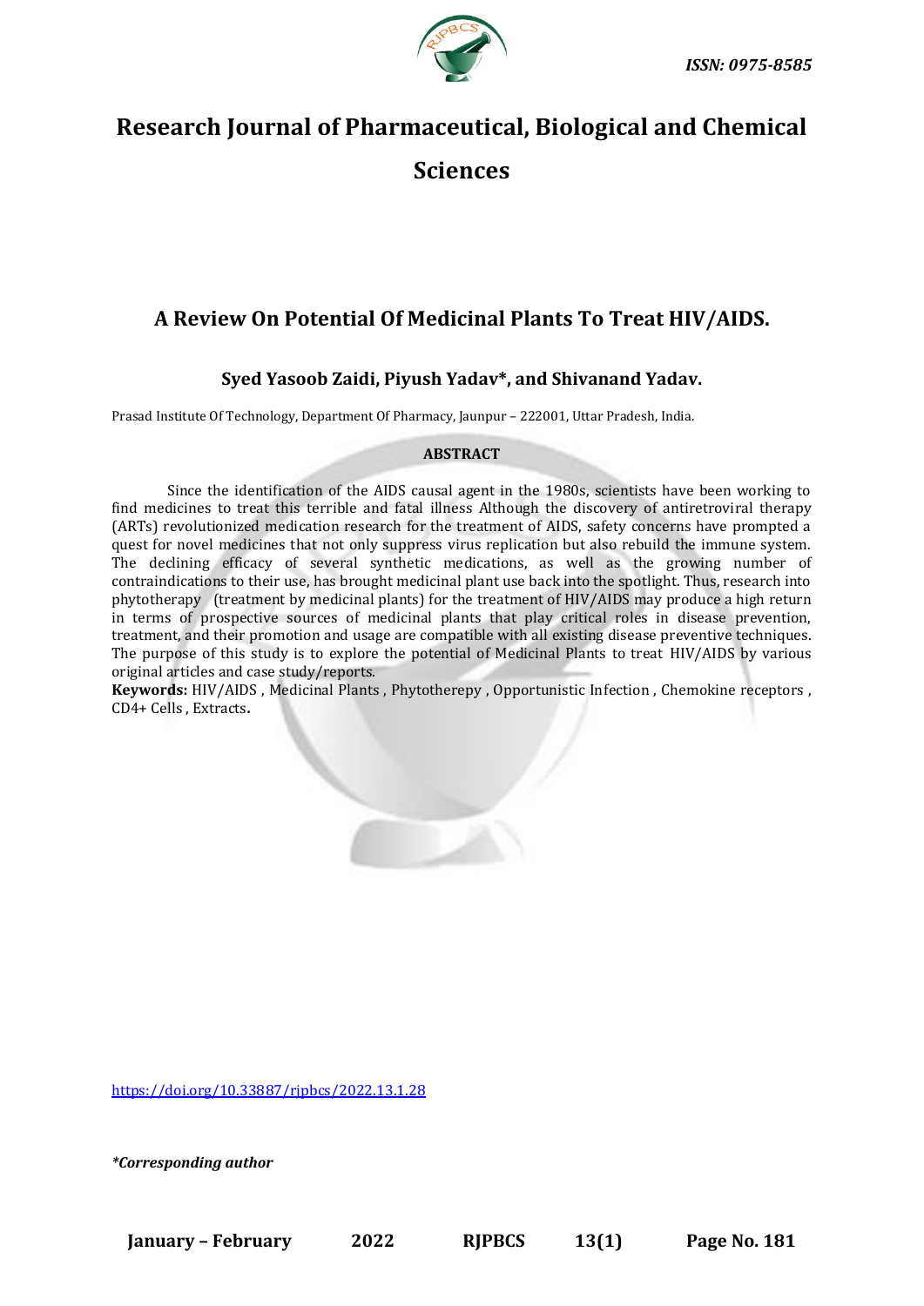ISSN: 0975-8585

# Research Journal of Pharmaceutical, Biological and Chemical Sciences

## A Review On Potential Of Medicinal Plants To Treat HIV/AIDS.

### Syed Yasoob Zaidi, Piyush Yadav*, and Shivanand Yadav.

Prasad Institute Of Technology, Department Of Pharmacy, Jaunpur – 222001, Uttar Pradesh, India.

**ABSTRACT**

Since the identification of the AIDS causal agent in the 1980s, scientists have been working to find medicines to treat this terrible and fatal illness Although the discovery of antiretroviral therapy (ARTs) revolutionized medication research for the treatment of AIDS, safety concerns have prompted a quest for novel medicines that not only suppress virus replication but also rebuild the immune system. The declining efficacy of several synthetic medications, as well as the growing number of contraindications to their use, has brought medicinal plant use back into the spotlight. Thus, research into phytotherapy (treatment by medicinal plants) for the treatment of HIV/AIDS may produce a high return in terms of prospective sources of medicinal plants that play critical roles in disease prevention, treatment, and their promotion and usage are compatible with all existing disease preventive techniques. The purpose of this study is to explore the potential of Medicinal Plants to treat HIV/AIDS by various original articles and case study/reports.

**Keywords:** HIV/AIDS , Medicinal Plants , Phytotherepy , Opportunistic Infection , Chemokine receptors , CD4+ Cells , Extracts**.**

https://doi.org/10.33887/rjpbcs/2022.13.1.28

*\*Corresponding author*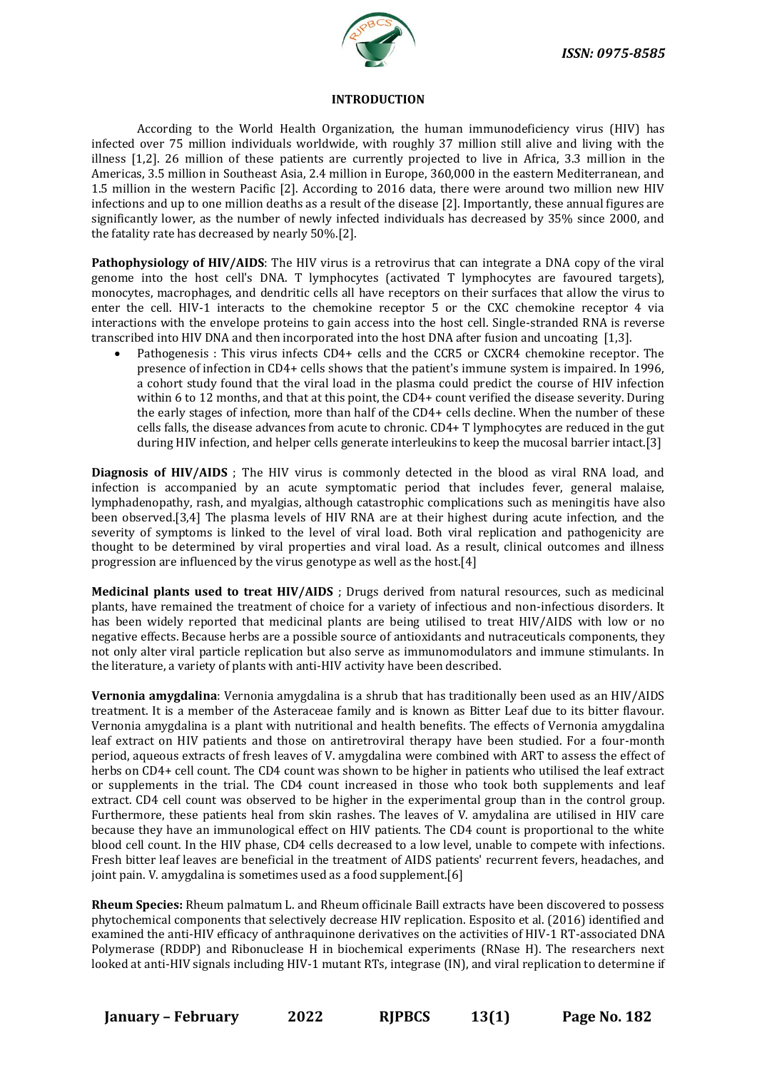## INTRODUCTION

According to the World Health Organization, the human immunodeficiency virus (HIV) has infected over 75 million individuals worldwide, with roughly 37 million still alive and living with the illness [1,2]. 26 million of these patients are currently projected to live in Africa, 3.3 million in the Americas, 3.5 million in Southeast Asia, 2.4 million in Europe, 360,000 in the eastern Mediterranean, and 1.5 million in the western Pacific [2]. According to 2016 data, there were around two million new HIV infections and up to one million deaths as a result of the disease [2]. Importantly, these annual figures are significantly lower, as the number of newly infected individuals has decreased by 35% since 2000, and the fatality rate has decreased by nearly 50%.[2].

**Pathophysiology of HIV/AIDS**: The HIV virus is a retrovirus that can integrate a DNA copy of the viral genome into the host cell's DNA. T lymphocytes (activated T lymphocytes are favoured targets), monocytes, macrophages, and dendritic cells all have receptors on their surfaces that allow the virus to enter the cell. HIV-1 interacts to the chemokine receptor 5 or the CXC chemokine receptor 4 via interactions with the envelope proteins to gain access into the host cell. Single-stranded RNA is reverse transcribed into HIV DNA and then incorporated into the host DNA after fusion and uncoating [1,3].

- Pathogenesis : This virus infects CD4+ cells and the CCR5 or CXCR4 chemokine receptor. The presence of infection in CD4+ cells shows that the patient's immune system is impaired. In 1996, a cohort study found that the viral load in the plasma could predict the course of HIV infection within 6 to 12 months, and that at this point, the CD4+ count verified the disease severity. During the early stages of infection, more than half of the CD4+ cells decline. When the number of these cells falls, the disease advances from acute to chronic. CD4+ T lymphocytes are reduced in the gut during HIV infection, and helper cells generate interleukins to keep the mucosal barrier intact.[3]

**Diagnosis of HIV/AIDS** ; The HIV virus is commonly detected in the blood as viral RNA load, and infection is accompanied by an acute symptomatic period that includes fever, general malaise, lymphadenopathy, rash, and myalgias, although catastrophic complications such as meningitis have also been observed.[3,4] The plasma levels of HIV RNA are at their highest during acute infection, and the severity of symptoms is linked to the level of viral load. Both viral replication and pathogenicity are thought to be determined by viral properties and viral load. As a result, clinical outcomes and illness progression are influenced by the virus genotype as well as the host.[4]

**Medicinal plants used to treat HIV/AIDS** ; Drugs derived from natural resources, such as medicinal plants, have remained the treatment of choice for a variety of infectious and non-infectious disorders. It has been widely reported that medicinal plants are being utilised to treat HIV/AIDS with low or no negative effects. Because herbs are a possible source of antioxidants and nutraceuticals components, they not only alter viral particle replication but also serve as immunomodulators and immune stimulants. In the literature, a variety of plants with anti-HIV activity have been described.

**Vernonia amygdalina**: Vernonia amygdalina is a shrub that has traditionally been used as an HIV/AIDS treatment. It is a member of the Asteraceae family and is known as Bitter Leaf due to its bitter flavour. Vernonia amygdalina is a plant with nutritional and health benefits. The effects of Vernonia amygdalina leaf extract on HIV patients and those on antiretroviral therapy have been studied. For a four-month period, aqueous extracts of fresh leaves of V. amygdalina were combined with ART to assess the effect of herbs on CD4+ cell count. The CD4 count was shown to be higher in patients who utilised the leaf extract or supplements in the trial. The CD4 count increased in those who took both supplements and leaf extract. CD4 cell count was observed to be higher in the experimental group than in the control group. Furthermore, these patients heal from skin rashes. The leaves of V. amydalina are utilised in HIV care because they have an immunological effect on HIV patients. The CD4 count is proportional to the white blood cell count. In the HIV phase, CD4 cells decreased to a low level, unable to compete with infections. Fresh bitter leaf leaves are beneficial in the treatment of AIDS patients' recurrent fevers, headaches, and joint pain. V. amygdalina is sometimes used as a food supplement.[6]

**Rheum Species:** Rheum palmatum L. and Rheum officinale Baill extracts have been discovered to possess phytochemical components that selectively decrease HIV replication. Esposito et al. (2016) identified and examined the anti-HIV efficacy of anthraquinone derivatives on the activities of HIV-1 RT-associated DNA Polymerase (RDDP) and Ribonuclease H in biochemical experiments (RNase H). The researchers next looked at anti-HIV signals including HIV-1 mutant RTs, integrase (IN), and viral replication to determine if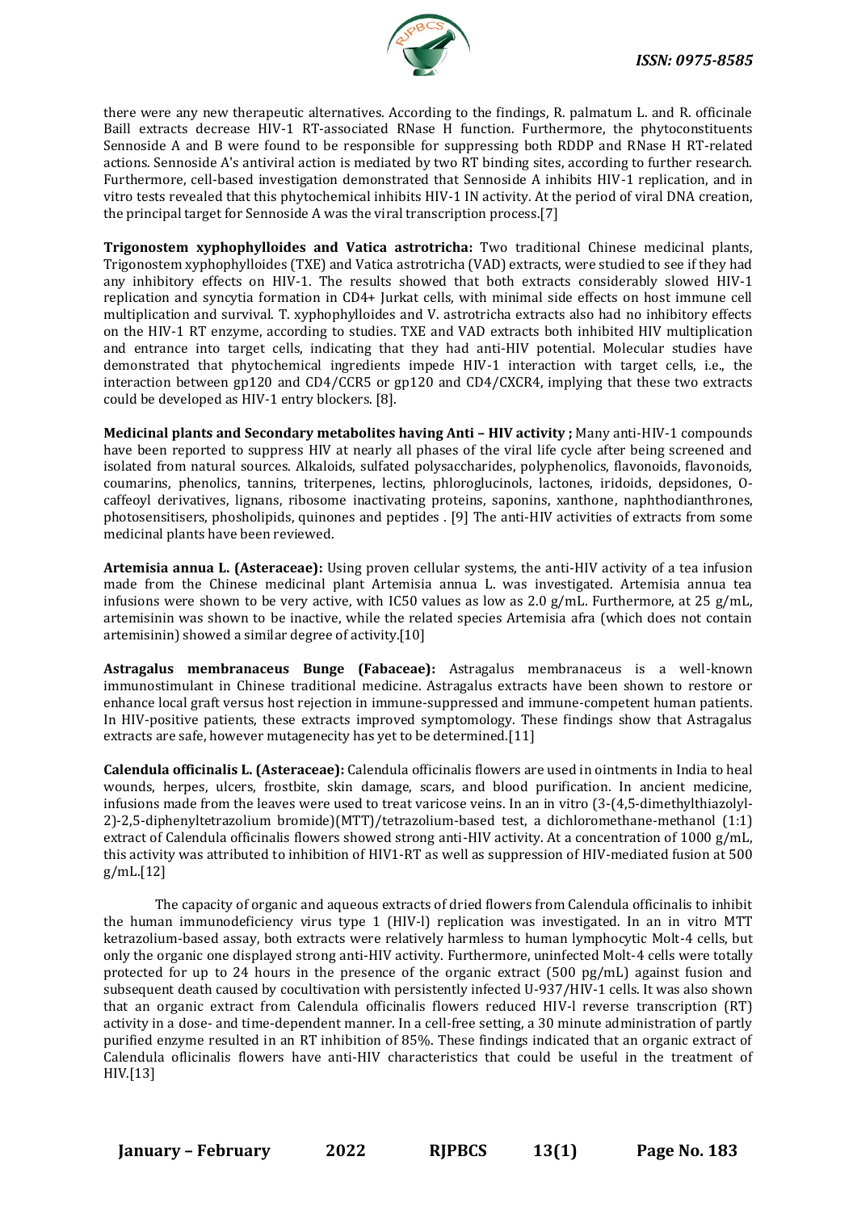there were any new therapeutic alternatives. According to the findings, R. palmatum L. and R. officinale Baill extracts decrease HIV-1 RT-associated RNase H function. Furthermore, the phytoconstituents Sennoside A and B were found to be responsible for suppressing both RDDP and RNase H RT-related actions. Sennoside A's antiviral action is mediated by two RT binding sites, according to further research. Furthermore, cell-based investigation demonstrated that Sennoside A inhibits HIV-1 replication, and in vitro tests revealed that this phytochemical inhibits HIV-1 IN activity. At the period of viral DNA creation, the principal target for Sennoside A was the viral transcription process.[7]

**Trigonostem xyphophylloides and Vatica astrotricha:** Two traditional Chinese medicinal plants, Trigonostem xyphophylloides (TXE) and Vatica astrotricha (VAD) extracts, were studied to see if they had any inhibitory effects on HIV-1. The results showed that both extracts considerably slowed HIV-1 replication and syncytia formation in CD4+ Jurkat cells, with minimal side effects on host immune cell multiplication and survival. T. xyphophylloides and V. astrotricha extracts also had no inhibitory effects on the HIV-1 RT enzyme, according to studies. TXE and VAD extracts both inhibited HIV multiplication and entrance into target cells, indicating that they had anti-HIV potential. Molecular studies have demonstrated that phytochemical ingredients impede HIV-1 interaction with target cells, i.e., the interaction between gp120 and CD4/CCR5 or gp120 and CD4/CXCR4, implying that these two extracts could be developed as HIV-1 entry blockers. [8].

**Medicinal plants and Secondary metabolites having Anti – HIV activity ;** Many anti-HIV-1 compounds have been reported to suppress HIV at nearly all phases of the viral life cycle after being screened and isolated from natural sources. Alkaloids, sulfated polysaccharides, polyphenolics, flavonoids, flavonoids, coumarins, phenolics, tannins, triterpenes, lectins, phloroglucinols, lactones, iridoids, depsidones, O-caffeoyl derivatives, lignans, ribosome inactivating proteins, saponins, xanthone, naphthodianthrones, photosensitisers, phosholipids, quinones and peptides . [9] The anti-HIV activities of extracts from some medicinal plants have been reviewed.

**Artemisia annua L. (Asteraceae):** Using proven cellular systems, the anti-HIV activity of a tea infusion made from the Chinese medicinal plant Artemisia annua L. was investigated. Artemisia annua tea infusions were shown to be very active, with IC50 values as low as 2.0 g/mL. Furthermore, at 25 g/mL, artemisinin was shown to be inactive, while the related species Artemisia afra (which does not contain artemisinin) showed a similar degree of activity.[10]

**Astragalus membranaceus Bunge (Fabaceae):** Astragalus membranaceus is a well-known immunostimulant in Chinese traditional medicine. Astragalus extracts have been shown to restore or enhance local graft versus host rejection in immune-suppressed and immune-competent human patients. In HIV-positive patients, these extracts improved symptomology. These findings show that Astragalus extracts are safe, however mutagenecity has yet to be determined.[11]

**Calendula officinalis L. (Asteraceae):** Calendula officinalis flowers are used in ointments in India to heal wounds, herpes, ulcers, frostbite, skin damage, scars, and blood purification. In ancient medicine, infusions made from the leaves were used to treat varicose veins. In an in vitro (3-(4,5-dimethylthiazolyl-2)-2,5-diphenyltetrazolium bromide)(MTT)/tetrazolium-based test, a dichloromethane-methanol (1:1) extract of Calendula officinalis flowers showed strong anti-HIV activity. At a concentration of 1000 g/mL, this activity was attributed to inhibition of HIV1-RT as well as suppression of HIV-mediated fusion at 500 g/mL.[12]

The capacity of organic and aqueous extracts of dried flowers from Calendula officinalis to inhibit the human immunodeficiency virus type 1 (HIV-l) replication was investigated. In an in vitro MTT ketrazolium-based assay, both extracts were relatively harmless to human lymphocytic Molt-4 cells, but only the organic one displayed strong anti-HIV activity. Furthermore, uninfected Molt-4 cells were totally protected for up to 24 hours in the presence of the organic extract (500 pg/mL) against fusion and subsequent death caused by cocultivation with persistently infected U-937/HIV-1 cells. It was also shown that an organic extract from Calendula officinalis flowers reduced HIV-l reverse transcription (RT) activity in a dose- and time-dependent manner. In a cell-free setting, a 30 minute administration of partly purified enzyme resulted in an RT inhibition of 85%. These findings indicated that an organic extract of Calendula oficinalis flowers have anti-HIV characteristics that could be useful in the treatment of HIV.[13]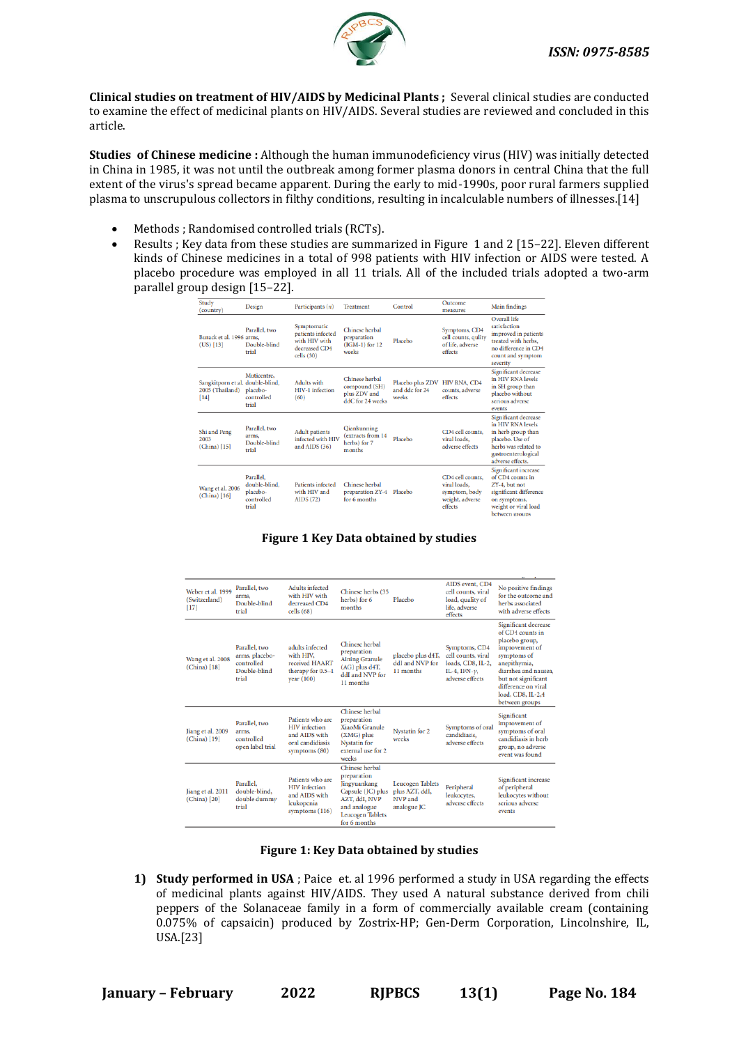**Clinical studies on treatment of HIV/AIDS by Medicinal Plants ;** Several clinical studies are conducted to examine the effect of medicinal plants on HIV/AIDS. Several studies are reviewed and concluded in this article.

**Studies of Chinese medicine :** Although the human immunodeficiency virus (HIV) was initially detected in China in 1985, it was not until the outbreak among former plasma donors in central China that the full extent of the virus's spread became apparent. During the early to mid-1990s, poor rural farmers supplied plasma to unscrupulous collectors in filthy conditions, resulting in incalculable numbers of illnesses.[14]

- Methods ; Randomised controlled trials (RCTs).
- Results ; Key data from these studies are summarized in Figure 1 and 2 [15–22]. Eleven different kinds of Chinese medicines in a total of 998 patients with HIV infection or AIDS were tested. A placebo procedure was employed in all 11 trials. All of the included trials adopted a two-arm parallel group design [15–22].

| Study (country) | Design | Participants (n) | Treatment | Control | Outcome measures | Main findings |
|---|---|---|---|---|---|---|
| Burack et al. 1996 (US) [13] | Parallel, two arms, Double-blind trial | Symptomatic patients infected with HIV with decreased CD4 cells (30) | Chinese herbal preparation (IGM-1) for 12 weeks | Placebo | Symptoms, CD4 cell counts, qulity of life, adverse effects | Overall life satisfaction improved in patients treated with herbs, no difference in CD4 count and symptom severity |
| Sangkitporn et al. 2005 (Thailand) [14] | Muticentre, double-blind, placebo-controlled trial | Adults with HIV-1 infection (60) | Chinese herbal compound (SH) plus ZDV and ddC for 24 weeks | Placebo plus ZDV and ddc for 24 weeks | HIV RNA, CD4 counts, adverse effects | Significant decrease in HIV RNA levels in SH group than placebo without serious adverse events |
| Shi and Peng 2003 (China) [15] | Parallel, two arms, Double-blind trial | Adult patients infected with HIV and AIDS (36) | Qiankunning (extracts from 14 herbs) for 7 months | Placebo | CD4 cell counts, viral loads, adverse effects | Significant decrease in HIV RNA levels in herb group than placebo. Use of herbs was related to gastroenterological adverse effects. |
| Wang et al. 2006 (China) [16] | Parallel, double-blind, placebo-controlled trial | Patients infected with HIV and AIDS (72) | Chinese herbal preparation ZY-4 for 6 months | Placebo | CD4 cell counts, viral loads, symptom, body weight, adverse effects | Significant increase of CD4 counts in ZY-4, but not significant difference on symptoms, weight or viral load between groups |

**Figure 1 Key Data obtained by studies**

| Study (country) | Design | Participants (n) | Treatment | Control | Outcome measures | Main findings |
|---|---|---|---|---|---|---|
| Weber et al. 1999 (Switzerland) [17] | Parallel, two arms, Double-blind trial | Adults infected with HIV with decreased CD4 cells (68) | Chinese herbs (35 herbs) for 6 months | Placebo | AIDS event, CD4 cell counts, viral load, quality of life, adverse effects | No positive findings for the outcome and herbs associated with adverse effects |
| Wang et al. 2008 (China) [18] | Parallel, two arms, placebo-controlled Double-blind trial | adults infected with HIV, received HAART therapy for 0.5–1 year (100) | Chinese herbal preparation Aining Granule (AG) plus d4T, ddI and NVP for 11 months | placebo plus d4T, ddI and NVP for 11 months | Symptoms, CD4 cell counts, viral loads, CD8, IL-2, IL-4, IFN-γ, adverse effects | Significant decrease of CD4 counts in placebo group, improvement of symptoms of anepithymia, diarrhea and nausea, but not significant difference on viral load, CD8, IL-2,4 between groups |
| Jiang et al. 2009 (China) [19] | Parallel, two arms, controlled open label trial | Patients who are HIV infection and AIDS with oral candidiasis symptoms (80) | Chinese herbal preparation XiaoMi Granule (XMG) plus Nystatin for external use for 2 weeks | Nystatin for 2 weeks | Symptoms of oral candidiasis, adverse effects | Significant improvement of symptoms of oral candidiasis in herb group, no adverse event was found |
| Jiang et al. 2011 (China) [20] | Parallel, double-blind, double dummy trial | Patients who are HIV infection and AIDS with leukopenia symptoms (116) | Chinese herbal preparation Jingyuankang Capsule (JC) plus AZT, ddI, NVP and analogue Leucogen Tablets for 6 months | Leucogen Tablets plus AZT, ddI, NVP and analogue JC | Peripheral leukocytes, adverse effects | Significant increase of peripheral leukocytes without serious adverse events |

**Figure 1: Key Data obtained by studies**

1) **Study performed in USA** ; Paice et. al 1996 performed a study in USA regarding the effects of medicinal plants against HIV/AIDS. They used A natural substance derived from chili peppers of the Solanaceae family in a form of commercially available cream (containing 0.075% of capsaicin) produced by Zostrix-HP; Gen-Derm Corporation, Lincolnshire, IL, USA.[23]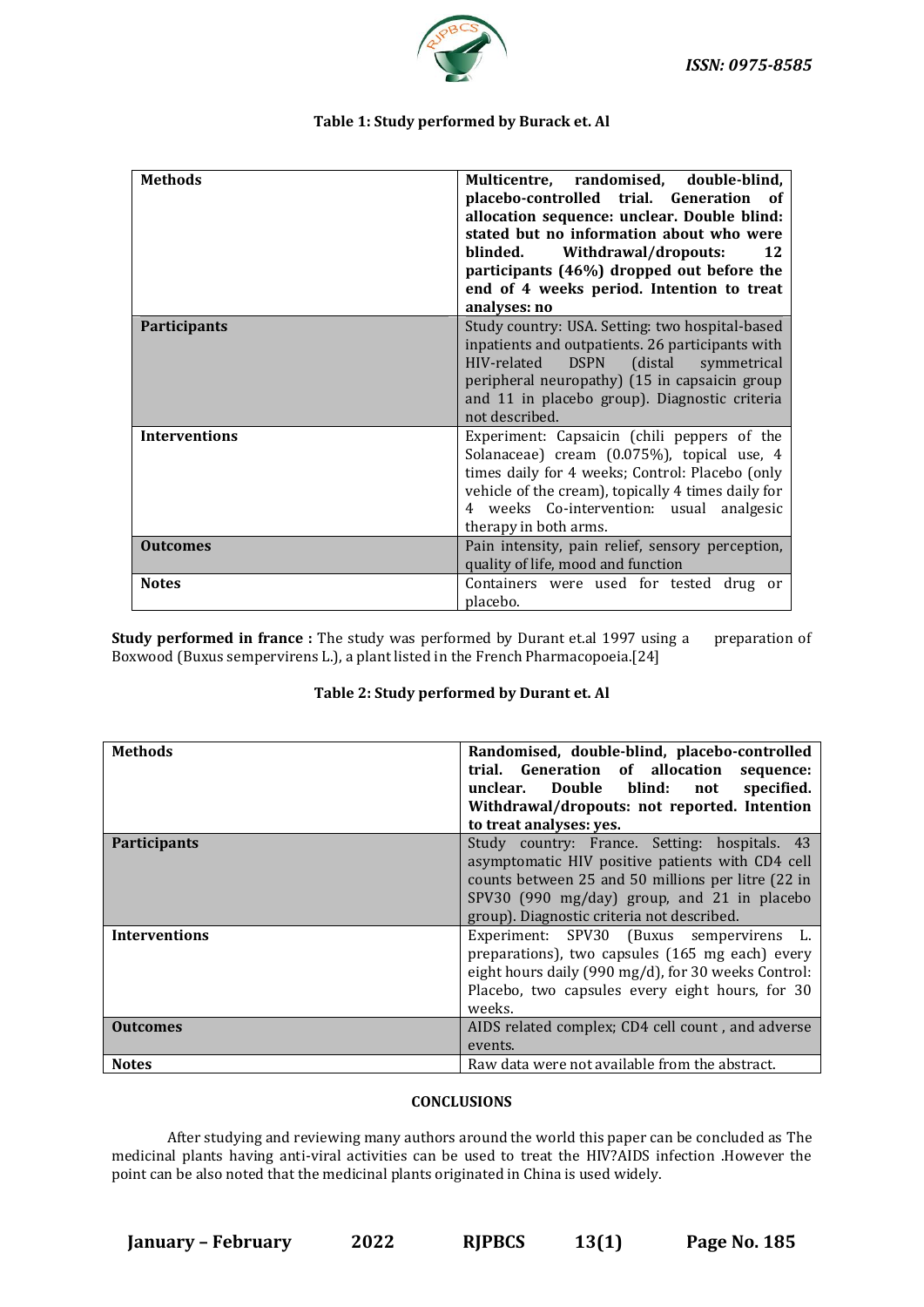**Table 1: Study performed by Burack et. Al**

| | |
|---|---|
| **Methods** | **Multicentre, randomised, double-blind, placebo-controlled trial. Generation of allocation sequence: unclear. Double blind: stated but no information about who were blinded. Withdrawal/dropouts: 12 participants (46%) dropped out before the end of 4 weeks period. Intention to treat analyses: no** |
| **Participants** | Study country: USA. Setting: two hospital-based inpatients and outpatients. 26 participants with HIV-related DSPN (distal symmetrical peripheral neuropathy) (15 in capsaicin group and 11 in placebo group). Diagnostic criteria not described. |
| **Interventions** | Experiment: Capsaicin (chili peppers of the Solanaceae) cream (0.075%), topical use, 4 times daily for 4 weeks; Control: Placebo (only vehicle of the cream), topically 4 times daily for 4 weeks Co-intervention: usual analgesic therapy in both arms. |
| **Outcomes** | Pain intensity, pain relief, sensory perception, quality of life, mood and function |
| **Notes** | Containers were used for tested drug or placebo. |

**Study performed in france :** The study was performed by Durant et.al 1997 using a preparation of Boxwood (Buxus sempervirens L.), a plant listed in the French Pharmacopoeia.[24]

**Table 2: Study performed by Durant et. Al**

| | |
|---|---|
| **Methods** | **Randomised, double-blind, placebo-controlled trial. Generation of allocation sequence: unclear. Double blind: not specified. Withdrawal/dropouts: not reported. Intention to treat analyses: yes.** |
| **Participants** | Study country: France. Setting: hospitals. 43 asymptomatic HIV positive patients with CD4 cell counts between 25 and 50 millions per litre (22 in SPV30 (990 mg/day) group, and 21 in placebo group). Diagnostic criteria not described. |
| **Interventions** | Experiment: SPV30 (Buxus sempervirens L. preparations), two capsules (165 mg each) every eight hours daily (990 mg/d), for 30 weeks Control: Placebo, two capsules every eight hours, for 30 weeks. |
| **Outcomes** | AIDS related complex; CD4 cell count , and adverse events. |
| **Notes** | Raw data were not available from the abstract. |

## CONCLUSIONS

After studying and reviewing many authors around the world this paper can be concluded as The medicinal plants having anti-viral activities can be used to treat the HIV?AIDS infection .However the point can be also noted that the medicinal plants originated in China is used widely.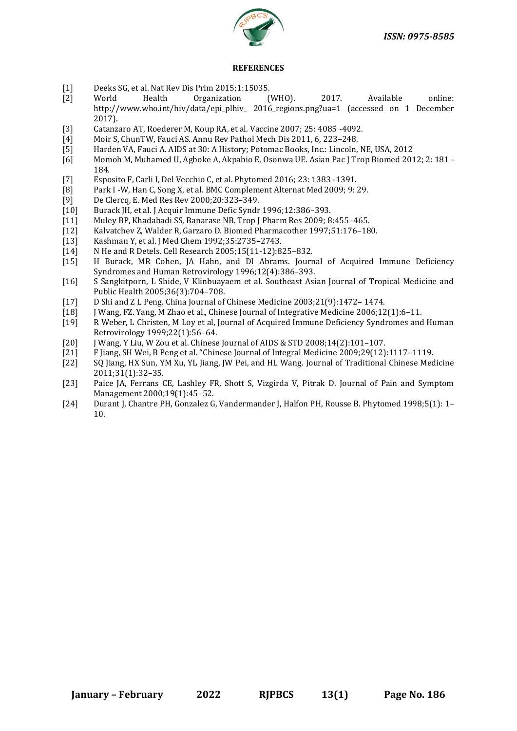## REFERENCES

[1] Deeks SG, et al. Nat Rev Dis Prim 2015;1:15035.

[2] World Health Organization (WHO). 2017. Available online: http://www.who.int/hiv/data/epi_plhiv_ 2016_regions.png?ua=1 (accessed on 1 December 2017).

[3] Catanzaro AT, Roederer M, Koup RA, et al. Vaccine 2007; 25: 4085 -4092.

[4] Moir S, ChunTW, Fauci AS. Annu Rev Pathol Mech Dis 2011, 6, 223–248.

[5] Harden VA, Fauci A. AIDS at 30: A History; Potomac Books, Inc.: Lincoln, NE, USA, 2012

[6] Momoh M, Muhamed U, Agboke A, Akpabio E, Osonwa UE. Asian Pac J Trop Biomed 2012; 2: 181 - 184.

[7] Esposito F, Carli I, Del Vecchio C, et al. Phytomed 2016; 23: 1383 -1391.

[8] Park I -W, Han C, Song X, et al. BMC Complement Alternat Med 2009; 9: 29.

[9] De Clercq, E. Med Res Rev 2000;20:323–349.

[10] Burack JH, et al. J Acquir Immune Defic Syndr 1996;12:386–393.

[11] Muley BP, Khadabadi SS, Banarase NB. Trop J Pharm Res 2009; 8:455–465.

[12] Kalvatchev Z, Walder R, Garzaro D. Biomed Pharmacother 1997;51:176–180.

[13] Kashman Y, et al. J Med Chem 1992;35:2735–2743.

[14] N He and R Detels. Cell Research 2005;15(11-12):825–832.

[15] H Burack, MR Cohen, JA Hahn, and DI Abrams. Journal of Acquired Immune Deficiency Syndromes and Human Retrovirology 1996;12(4):386–393.

[16] S Sangkitporn, L Shide, V Klinbuayaem et al. Southeast Asian Journal of Tropical Medicine and Public Health 2005;36(3):704–708.

[17] D Shi and Z L Peng. China Journal of Chinese Medicine 2003;21(9):1472– 1474.

[18] J Wang, FZ. Yang, M Zhao et al., Chinese Journal of Integrative Medicine 2006;12(1):6–11.

[19] R Weber, L Christen, M Loy et al, Journal of Acquired Immune Deficiency Syndromes and Human Retrovirology 1999;22(1):56–64.

[20] J Wang, Y Liu, W Zou et al. Chinese Journal of AIDS & STD 2008;14(2):101–107.

[21] F Jiang, SH Wei, B Peng et al. "Chinese Journal of Integral Medicine 2009;29(12):1117–1119.

[22] SQ Jiang, HX Sun, YM Xu, YL Jiang, JW Pei, and HL Wang. Journal of Traditional Chinese Medicine 2011;31(1):32–35.

[23] Paice JA, Ferrans CE, Lashley FR, Shott S, Vizgirda V, Pitrak D. Journal of Pain and Symptom Management 2000;19(1):45–52.

[24] Durant J, Chantre PH, Gonzalez G, Vandermander J, Halfon PH, Rousse B. Phytomed 1998;5(1): 1–10.